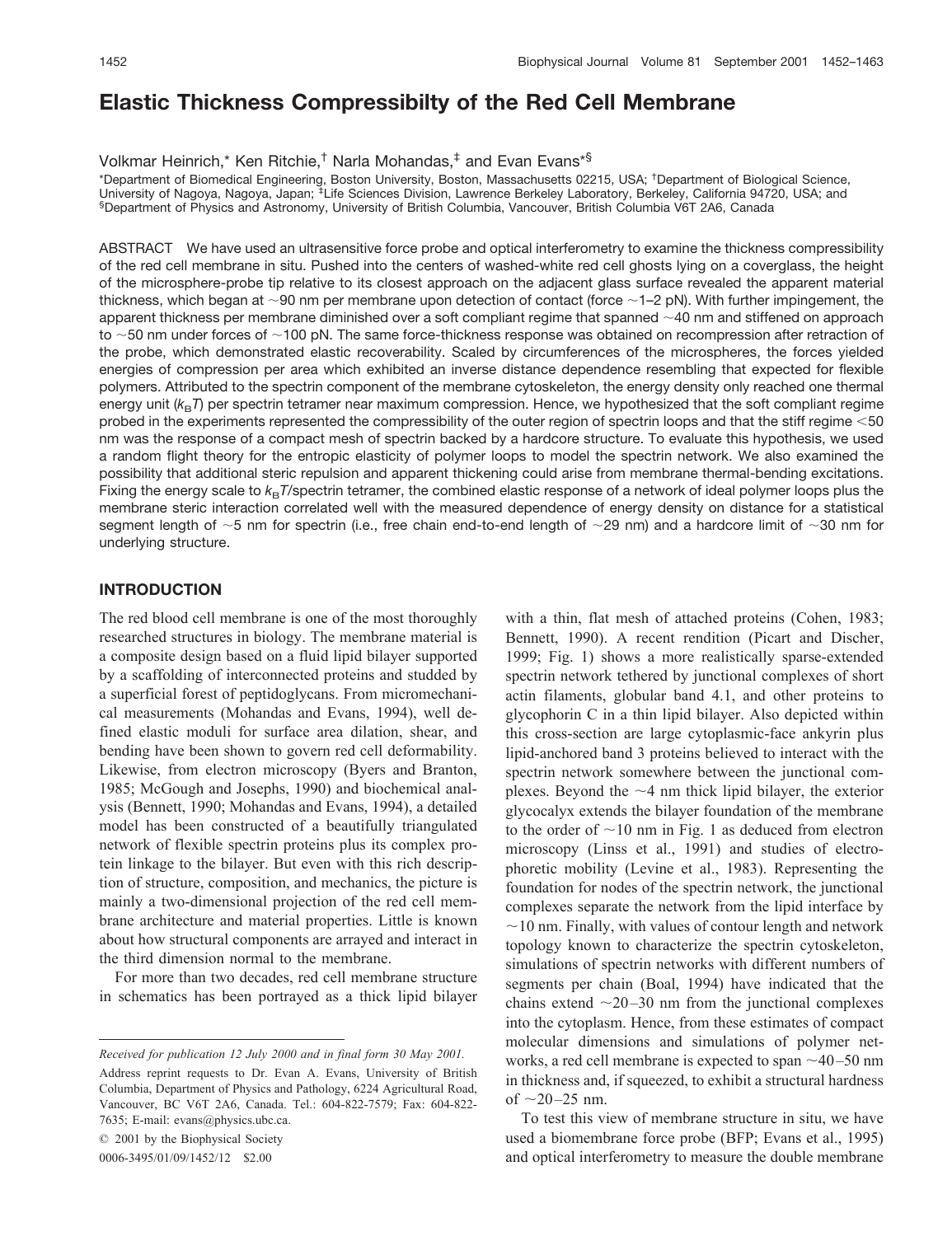# Elastic Thickness Compressibilty of the Red Cell Membrane

Volkmar Heinrich,* Ken Ritchie,[†] Narla Mohandas,[‡] and Evan Evans*[§]

*Department of Biomedical Engineering, Boston University, Boston, Massachusetts 02215, USA; [†]Department of Biological Science, University of Nagoya, Nagoya, Japan; [‡]Life Sciences Division, Lawrence Berkeley Laboratory, Berkeley, California 94720, USA; and [§]Department of Physics and Astronomy, University of British Columbia, Vancouver, British Columbia V6T 2A6, Canada

ABSTRACT We have used an ultrasensitive force probe and optical interferometry to examine the thickness compressibility of the red cell membrane in situ. Pushed into the centers of washed-white red cell ghosts lying on a coverglass, the height of the microsphere-probe tip relative to its closest approach on the adjacent glass surface revealed the apparent material thickness, which began at ~90 nm per membrane upon detection of contact (force ~1–2 pN). With further impingement, the apparent thickness per membrane diminished over a soft compliant regime that spanned ~40 nm and stiffened on approach to ~50 nm under forces of ~100 pN. The same force-thickness response was obtained on recompression after retraction of the probe, which demonstrated elastic recoverability. Scaled by circumferences of the microspheres, the forces yielded energies of compression per area which exhibited an inverse distance dependence resembling that expected for flexible polymers. Attributed to the spectrin component of the membrane cytoskeleton, the energy density only reached one thermal energy unit ($k_BT$) per spectrin tetramer near maximum compression. Hence, we hypothesized that the soft compliant regime probed in the experiments represented the compressibility of the outer region of spectrin loops and that the stiff regime <50 nm was the response of a compact mesh of spectrin backed by a hardcore structure. To evaluate this hypothesis, we used a random flight theory for the entropic elasticity of polymer loops to model the spectrin network. We also examined the possibility that additional steric repulsion and apparent thickening could arise from membrane thermal-bending excitations. Fixing the energy scale to $k_BT$/spectrin tetramer, the combined elastic response of a network of ideal polymer loops plus the membrane steric interaction correlated well with the measured dependence of energy density on distance for a statistical segment length of ~5 nm for spectrin (i.e., free chain end-to-end length of ~29 nm) and a hardcore limit of ~30 nm for underlying structure.

## INTRODUCTION

The red blood cell membrane is one of the most thoroughly researched structures in biology. The membrane material is a composite design based on a fluid lipid bilayer supported by a scaffolding of interconnected proteins and studded by a superficial forest of peptidoglycans. From micromechanical measurements (Mohandas and Evans, 1994), well defined elastic moduli for surface area dilation, shear, and bending have been shown to govern red cell deformability. Likewise, from electron microscopy (Byers and Branton, 1985; McGough and Josephs, 1990) and biochemical analysis (Bennett, 1990; Mohandas and Evans, 1994), a detailed model has been constructed of a beautifully triangulated network of flexible spectrin proteins plus its complex protein linkage to the bilayer. But even with this rich description of structure, composition, and mechanics, the picture is mainly a two-dimensional projection of the red cell membrane architecture and material properties. Little is known about how structural components are arrayed and interact in the third dimension normal to the membrane.

For more than two decades, red cell membrane structure in schematics has been portrayed as a thick lipid bilayer with a thin, flat mesh of attached proteins (Cohen, 1983; Bennett, 1990). A recent rendition (Picart and Discher, 1999; Fig. 1) shows a more realistically sparse-extended spectrin network tethered by junctional complexes of short actin filaments, globular band 4.1, and other proteins to glycophorin C in a thin lipid bilayer. Also depicted within this cross-section are large cytoplasmic-face ankyrin plus lipid-anchored band 3 proteins believed to interact with the spectrin network somewhere between the junctional complexes. Beyond the ~4 nm thick lipid bilayer, the exterior glycocalyx extends the bilayer foundation of the membrane to the order of ~10 nm in Fig. 1 as deduced from electron microscopy (Linss et al., 1991) and studies of electrophoretic mobility (Levine et al., 1983). Representing the foundation for nodes of the spectrin network, the junctional complexes separate the network from the lipid interface by ~10 nm. Finally, with values of contour length and network topology known to characterize the spectrin cytoskeleton, simulations of spectrin networks with different numbers of segments per chain (Boal, 1994) have indicated that the chains extend ~20–30 nm from the junctional complexes into the cytoplasm. Hence, from these estimates of compact molecular dimensions and simulations of polymer networks, a red cell membrane is expected to span ~40–50 nm in thickness and, if squeezed, to exhibit a structural hardness of ~20–25 nm.

To test this view of membrane structure in situ, we have used a biomembrane force probe (BFP; Evans et al., 1995) and optical interferometry to measure the double membrane

---

*Received for publication 12 July 2000 and in final form 30 May 2001.*

Address reprint requests to Dr. Evan A. Evans, University of British Columbia, Department of Physics and Pathology, 6224 Agricultural Road, Vancouver, BC V6T 2A6, Canada. Tel.: 604-822-7579; Fax: 604-822-7635; E-mail: evans@physics.ubc.ca.

© 2001 by the Biophysical Society

0006-3495/01/09/1452/12 $2.00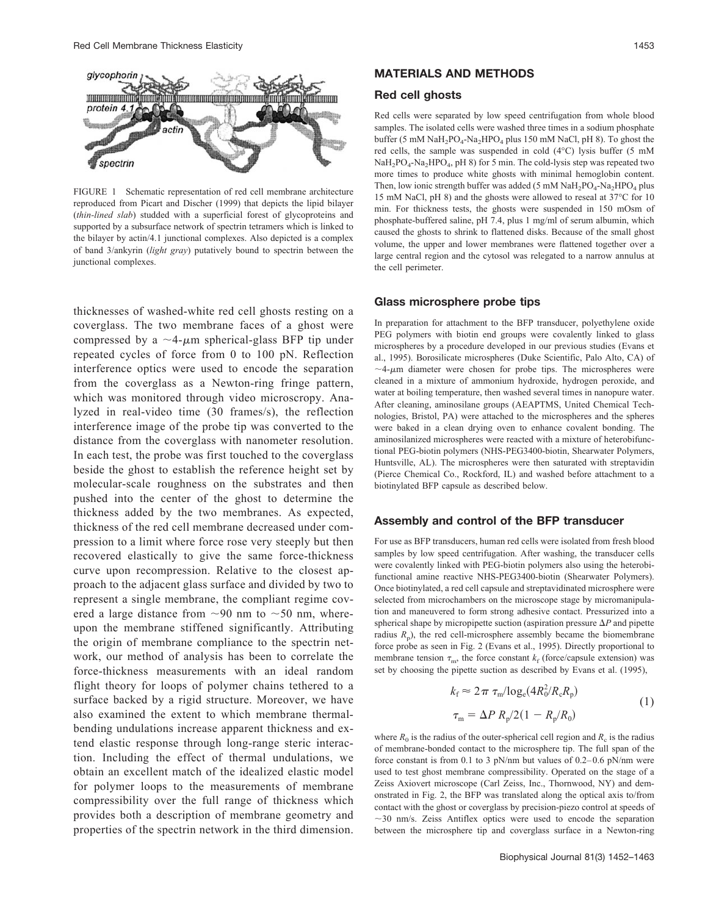FIGURE 1 Schematic representation of red cell membrane architecture reproduced from Picart and Discher (1999) that depicts the lipid bilayer (*thin-lined slab*) studded with a superficial forest of glycoproteins and supported by a subsurface network of spectrin tetramers which is linked to the bilayer by actin/4.1 junctional complexes. Also depicted is a complex of band 3/ankyrin (*light gray*) putatively bound to spectrin between the junctional complexes.

thicknesses of washed-white red cell ghosts resting on a coverglass. The two membrane faces of a ghost were compressed by a ~4-μm spherical-glass BFP tip under repeated cycles of force from 0 to 100 pN. Reflection interference optics were used to encode the separation from the coverglass as a Newton-ring fringe pattern, which was monitored through video microscropy. Analyzed in real-video time (30 frames/s), the reflection interference image of the probe tip was converted to the distance from the coverglass with nanometer resolution. In each test, the probe was first touched to the coverglass beside the ghost to establish the reference height set by molecular-scale roughness on the substrates and then pushed into the center of the ghost to determine the thickness added by the two membranes. As expected, thickness of the red cell membrane decreased under compression to a limit where force rose very steeply but then recovered elastically to give the same force-thickness curve upon recompression. Relative to the closest approach to the adjacent glass surface and divided by two to represent a single membrane, the compliant regime covered a large distance from ~90 nm to ~50 nm, whereupon the membrane stiffened significantly. Attributing the origin of membrane compliance to the spectrin network, our method of analysis has been to correlate the force-thickness measurements with an ideal random flight theory for loops of polymer chains tethered to a surface backed by a rigid structure. Moreover, we have also examined the extent to which membrane thermal-bending undulations increase apparent thickness and extend elastic response through long-range steric interaction. Including the effect of thermal undulations, we obtain an excellent match of the idealized elastic model for polymer loops to the measurements of membrane compressibility over the full range of thickness which provides both a description of membrane geometry and properties of the spectrin network in the third dimension.

## MATERIALS AND METHODS

### Red cell ghosts

Red cells were separated by low speed centrifugation from whole blood samples. The isolated cells were washed three times in a sodium phosphate buffer (5 mM $NaH_2PO_4$-$Na_2HPO_4$ plus 150 mM NaCl, pH 8). To ghost the red cells, the sample was suspended in cold (4°C) lysis buffer (5 mM $NaH_2PO_4$-$Na_2HPO_4$, pH 8) for 5 min. The cold-lysis step was repeated two more times to produce white ghosts with minimal hemoglobin content. Then, low ionic strength buffer was added (5 mM $NaH_2PO_4$-$Na_2HPO_4$ plus 15 mM NaCl, pH 8) and the ghosts were allowed to reseal at 37°C for 10 min. For thickness tests, the ghosts were suspended in 150 mOsm of phosphate-buffered saline, pH 7.4, plus 1 mg/ml of serum albumin, which caused the ghosts to shrink to flattened disks. Because of the small ghost volume, the upper and lower membranes were flattened together over a large central region and the cytosol was relegated to a narrow annulus at the cell perimeter.

### Glass microsphere probe tips

In preparation for attachment to the BFP transducer, polyethylene oxide PEG polymers with biotin end groups were covalently linked to glass microspheres by a procedure developed in our previous studies (Evans et al., 1995). Borosilicate microspheres (Duke Scientific, Palo Alto, CA) of ~4-μm diameter were chosen for probe tips. The microspheres were cleaned in a mixture of ammonium hydroxide, hydrogen peroxide, and water at boiling temperature, then washed several times in nanopure water. After cleaning, aminosilane groups (AEAPTMS, United Chemical Technologies, Bristol, PA) were attached to the microspheres and the spheres were baked in a clean drying oven to enhance covalent bonding. The aminosilanized microspheres were reacted with a mixture of heterobifunctional PEG-biotin polymers (NHS-PEG3400-biotin, Shearwater Polymers, Huntsville, AL). The microspheres were then saturated with streptavidin (Pierce Chemical Co., Rockford, IL) and washed before attachment to a biotinylated BFP capsule as described below.

### Assembly and control of the BFP transducer

For use as BFP transducers, human red cells were isolated from fresh blood samples by low speed centrifugation. After washing, the transducer cells were covalently linked with PEG-biotin polymers also using the heterobifunctional amine reactive NHS-PEG3400-biotin (Shearwater Polymers). Once biotinylated, a red cell capsule and streptavidinated microsphere were selected from microchambers on the microscope stage by micromanipulation and maneuvered to form strong adhesive contact. Pressurized into a spherical shape by micropipette suction (aspiration pressure $\Delta P$ and pipette radius $R_p$), the red cell-microsphere assembly became the biomembrane force probe as seen in Fig. 2 (Evans et al., 1995). Directly proportional to membrane tension $\tau_m$, the force constant $k_f$ (force/capsule extension) was set by choosing the pipette suction as described by Evans et al. (1995),

$$
\begin{aligned}
k_f &\approx 2\pi\ \tau_m/\log_e(4R_0^2/R_cR_p) \\
\tau_m &= \Delta P\ R_p/2(1 - R_p/R_0)
\end{aligned}
\tag{1}
$$

where $R_0$ is the radius of the outer-spherical cell region and $R_c$ is the radius of membrane-bonded contact to the microsphere tip. The full span of the force constant is from 0.1 to 3 pN/nm but values of 0.2–0.6 pN/nm were used to test ghost membrane compressibility. Operated on the stage of a Zeiss Axiovert microscope (Carl Zeiss, Inc., Thornwood, NY) and demonstrated in Fig. 2, the BFP was translated along the optical axis to/from contact with the ghost or coverglass by precision-piezo control at speeds of ~30 nm/s. Zeiss Antiflex optics were used to encode the separation between the microsphere tip and coverglass surface in a Newton-ring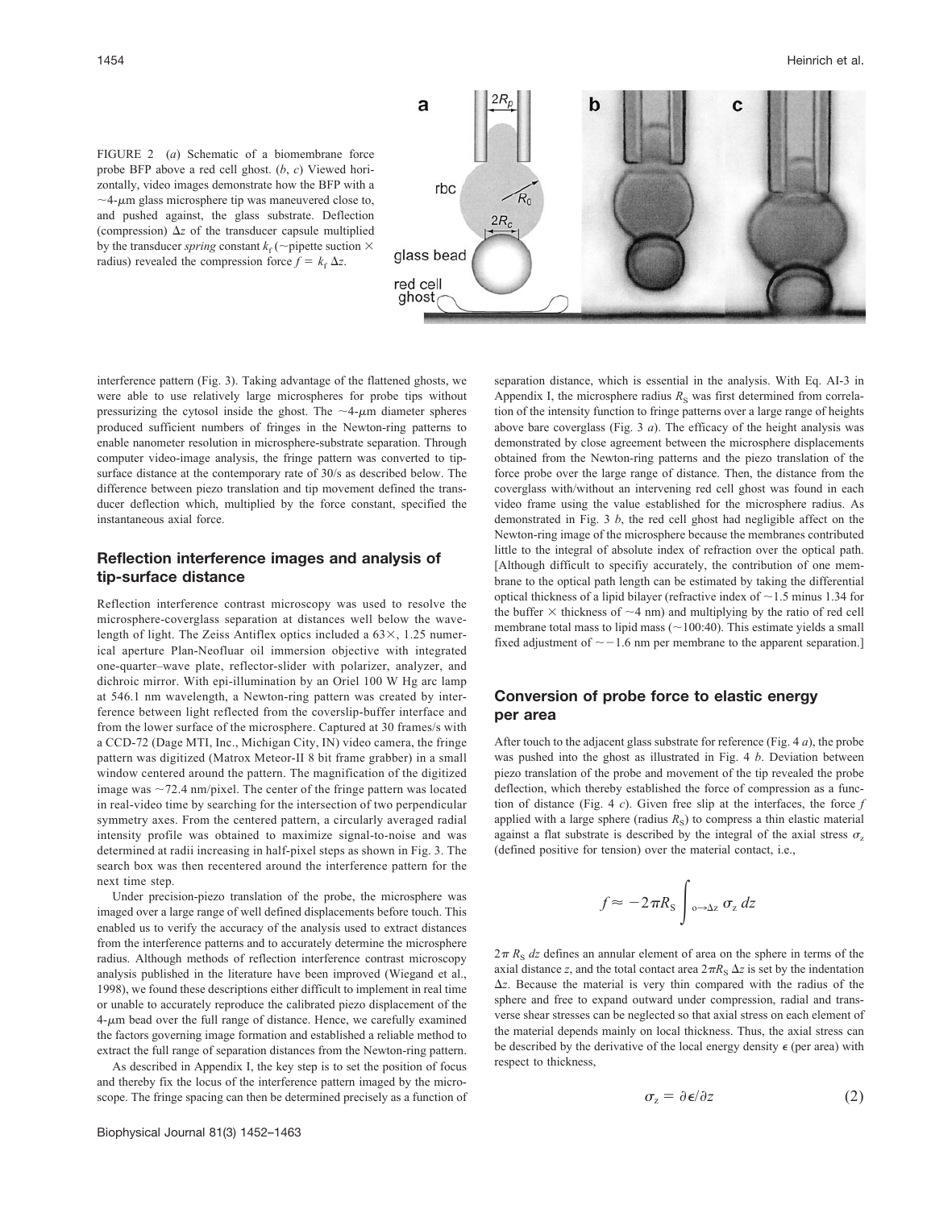FIGURE 2 (*a*) Schematic of a biomembrane force probe BFP above a red cell ghost. (*b*, *c*) Viewed horizontally, video images demonstrate how the BFP with a ~4-μm glass microsphere tip was maneuvered close to, and pushed against, the glass substrate. Deflection (compression) $\Delta z$ of the transducer capsule multiplied by the transducer *spring* constant $k_f$ (~pipette suction × radius) revealed the compression force $f = k_f \Delta z$.

interference pattern (Fig. 3). Taking advantage of the flattened ghosts, we were able to use relatively large microspheres for probe tips without pressurizing the cytosol inside the ghost. The ~4-μm diameter spheres produced sufficient numbers of fringes in the Newton-ring patterns to enable nanometer resolution in microsphere-substrate separation. Through computer video-image analysis, the fringe pattern was converted to tip-surface distance at the contemporary rate of 30/s as described below. The difference between piezo translation and tip movement defined the transducer deflection which, multiplied by the force constant, specified the instantaneous axial force.

## Reflection interference images and analysis of tip-surface distance

Reflection interference contrast microscopy was used to resolve the microsphere-coverglass separation at distances well below the wavelength of light. The Zeiss Antiflex optics included a 63×, 1.25 numerical aperture Plan-Neofluar oil immersion objective with integrated one-quarter–wave plate, reflector-slider with polarizer, analyzer, and dichroic mirror. With epi-illumination by an Oriel 100 W Hg arc lamp at 546.1 nm wavelength, a Newton-ring pattern was created by interference between light reflected from the coverslip-buffer interface and from the lower surface of the microsphere. Captured at 30 frames/s with a CCD-72 (Dage MTI, Inc., Michigan City, IN) video camera, the fringe pattern was digitized (Matrox Meteor-II 8 bit frame grabber) in a small window centered around the pattern. The magnification of the digitized image was ~72.4 nm/pixel. The center of the fringe pattern was located in real-video time by searching for the intersection of two perpendicular symmetry axes. From the centered pattern, a circularly averaged radial intensity profile was obtained to maximize signal-to-noise and was determined at radii increasing in half-pixel steps as shown in Fig. 3. The search box was then recentered around the interference pattern for the next time step.

Under precision-piezo translation of the probe, the microsphere was imaged over a large range of well defined displacements before touch. This enabled us to verify the accuracy of the analysis used to extract distances from the interference patterns and to accurately determine the microsphere radius. Although methods of reflection interference contrast microscopy analysis published in the literature have been improved (Wiegand et al., 1998), we found these descriptions either difficult to implement in real time or unable to accurately reproduce the calibrated piezo displacement of the 4-μm bead over the full range of distance. Hence, we carefully examined the factors governing image formation and established a reliable method to extract the full range of separation distances from the Newton-ring pattern.

As described in Appendix I, the key step is to set the position of focus and thereby fix the locus of the interference pattern imaged by the microscope. The fringe spacing can then be determined precisely as a function of separation distance, which is essential in the analysis. With Eq. AI-3 in Appendix I, the microsphere radius $R_S$ was first determined from correlation of the intensity function to fringe patterns over a large range of heights above bare coverglass (Fig. 3 *a*). The efficacy of the height analysis was demonstrated by close agreement between the microsphere displacements obtained from the Newton-ring patterns and the piezo translation of the force probe over the large range of distance. Then, the distance from the coverglass with/without an intervening red cell ghost was found in each video frame using the value established for the microsphere radius. As demonstrated in Fig. 3 *b*, the red cell ghost had negligible affect on the Newton-ring image of the microsphere because the membranes contributed little to the integral of absolute index of refraction over the optical path. [Although difficult to specifiy accurately, the contribution of one membrane to the optical path length can be estimated by taking the differential optical thickness of a lipid bilayer (refractive index of ~1.5 minus 1.34 for the buffer × thickness of ~4 nm) and multiplying by the ratio of red cell membrane total mass to lipid mass (~100:40). This estimate yields a small fixed adjustment of ~−1.6 nm per membrane to the apparent separation.]

## Conversion of probe force to elastic energy per area

After touch to the adjacent glass substrate for reference (Fig. 4 *a*), the probe was pushed into the ghost as illustrated in Fig. 4 *b*. Deviation between piezo translation of the probe and movement of the tip revealed the probe deflection, which thereby established the force of compression as a function of distance (Fig. 4 *c*). Given free slip at the interfaces, the force $f$ applied with a large sphere (radius $R_S$) to compress a thin elastic material against a flat substrate is described by the integral of the axial stress $\sigma_z$ (defined positive for tension) over the material contact, i.e.,

$$f \approx -2\pi R_S \int_{o \to \Delta z} \sigma_z \, dz$$

$2\pi R_S \, dz$ defines an annular element of area on the sphere in terms of the axial distance $z$, and the total contact area $2\pi R_S \Delta z$ is set by the indentation $\Delta z$. Because the material is very thin compared with the radius of the sphere and free to expand outward under compression, radial and transverse shear stresses can be neglected so that axial stress on each element of the material depends mainly on local thickness. Thus, the axial stress can be described by the derivative of the local energy density $\epsilon$ (per area) with respect to thickness,

$$\sigma_z = \partial \epsilon / \partial z \tag{2}$$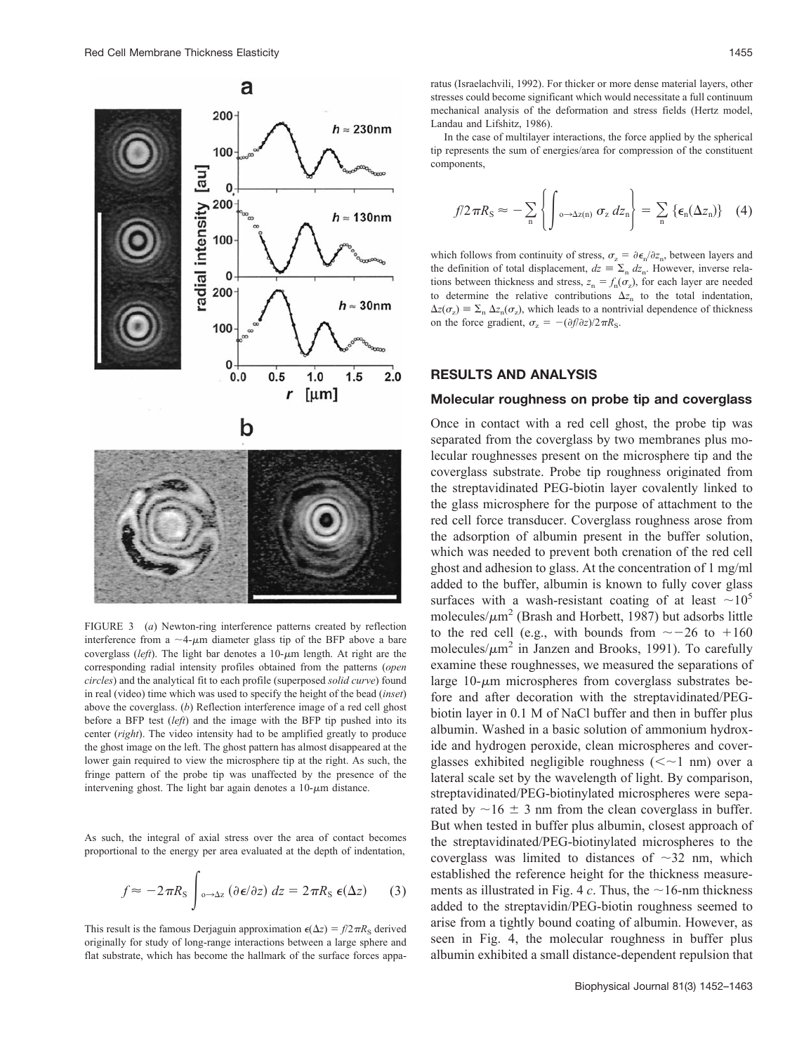FIGURE 3 (*a*) Newton-ring interference patterns created by reflection interference from a ~4-μm diameter glass tip of the BFP above a bare coverglass (*left*). The light bar denotes a 10-μm length. At right are the corresponding radial intensity profiles obtained from the patterns (*open circles*) and the analytical fit to each profile (superposed *solid curve*) found in real (video) time which was used to specify the height of the bead (*inset*) above the coverglass. (*b*) Reflection interference image of a red cell ghost before a BFP test (*left*) and the image with the BFP tip pushed into its center (*right*). The video intensity had to be amplified greatly to produce the ghost image on the left. The ghost pattern has almost disappeared at the lower gain required to view the microsphere tip at the right. As such, the fringe pattern of the probe tip was unaffected by the presence of the intervening ghost. The light bar again denotes a 10-μm distance.

As such, the integral of axial stress over the area of contact becomes proportional to the energy per area evaluated at the depth of indentation,

$$f \approx -2\pi R_S \int_{o \to \Delta z} (\partial \epsilon / \partial z)\, dz = 2\pi R_S\, \epsilon(\Delta z) \qquad (3)$$

This result is the famous Derjaguin approximation $\epsilon(\Delta z) = f/2\pi R_S$ derived originally for study of long-range interactions between a large sphere and flat substrate, which has become the hallmark of the surface forces apparatus (Israelachvili, 1992). For thicker or more dense material layers, other stresses could become significant which would necessitate a full continuum mechanical analysis of the deformation and stress fields (Hertz model, Landau and Lifshitz, 1986).

In the case of multilayer interactions, the force applied by the spherical tip represents the sum of energies/area for compression of the constituent components,

$$f/2\pi R_S \approx -\sum_n \left\{ \int_{o \to \Delta z(n)} \sigma_z\, dz_n \right\} = \sum_n \{\epsilon_n(\Delta z_n)\} \qquad (4)$$

which follows from continuity of stress, $\sigma_z = \partial \epsilon_n / \partial z_n$, between layers and the definition of total displacement, $dz \equiv \Sigma_n\, dz_n$. However, inverse relations between thickness and stress, $z_n = f_n(\sigma_z)$, for each layer are needed to determine the relative contributions $\Delta z_n$ to the total indentation, $\Delta z(\sigma_z) \equiv \Sigma_n\, \Delta z_n(\sigma_z)$, which leads to a nontrivial dependence of thickness on the force gradient, $\sigma_z = -(\partial f/\partial z)/2\pi R_S$.

## RESULTS AND ANALYSIS

### Molecular roughness on probe tip and coverglass

Once in contact with a red cell ghost, the probe tip was separated from the coverglass by two membranes plus molecular roughnesses present on the microsphere tip and the coverglass substrate. Probe tip roughness originated from the streptavidinated PEG-biotin layer covalently linked to the glass microsphere for the purpose of attachment to the red cell force transducer. Coverglass roughness arose from the adsorption of albumin present in the buffer solution, which was needed to prevent both crenation of the red cell ghost and adhesion to glass. At the concentration of 1 mg/ml added to the buffer, albumin is known to fully cover glass surfaces with a wash-resistant coating of at least $\sim 10^5$ molecules/$\mu m^2$ (Brash and Horbett, 1987) but adsorbs little to the red cell (e.g., with bounds from $\sim -26$ to $+160$ molecules/$\mu m^2$ in Janzen and Brooks, 1991). To carefully examine these roughnesses, we measured the separations of large 10-μm microspheres from coverglass substrates before and after decoration with the streptavidinated/PEG-biotin layer in 0.1 M of NaCl buffer and then in buffer plus albumin. Washed in a basic solution of ammonium hydroxide and hydrogen peroxide, clean microspheres and coverglasses exhibited negligible roughness ($< \sim 1$ nm) over a lateral scale set by the wavelength of light. By comparison, streptavidinated/PEG-biotinylated microspheres were separated by $\sim 16 \pm 3$ nm from the clean coverglass in buffer. But when tested in buffer plus albumin, closest approach of the streptavidinated/PEG-biotinylated microspheres to the coverglass was limited to distances of $\sim 32$ nm, which established the reference height for the thickness measurements as illustrated in Fig. 4 *c*. Thus, the $\sim 16$-nm thickness added to the streptavidin/PEG-biotin roughness seemed to arise from a tightly bound coating of albumin. However, as seen in Fig. 4, the molecular roughness in buffer plus albumin exhibited a small distance-dependent repulsion that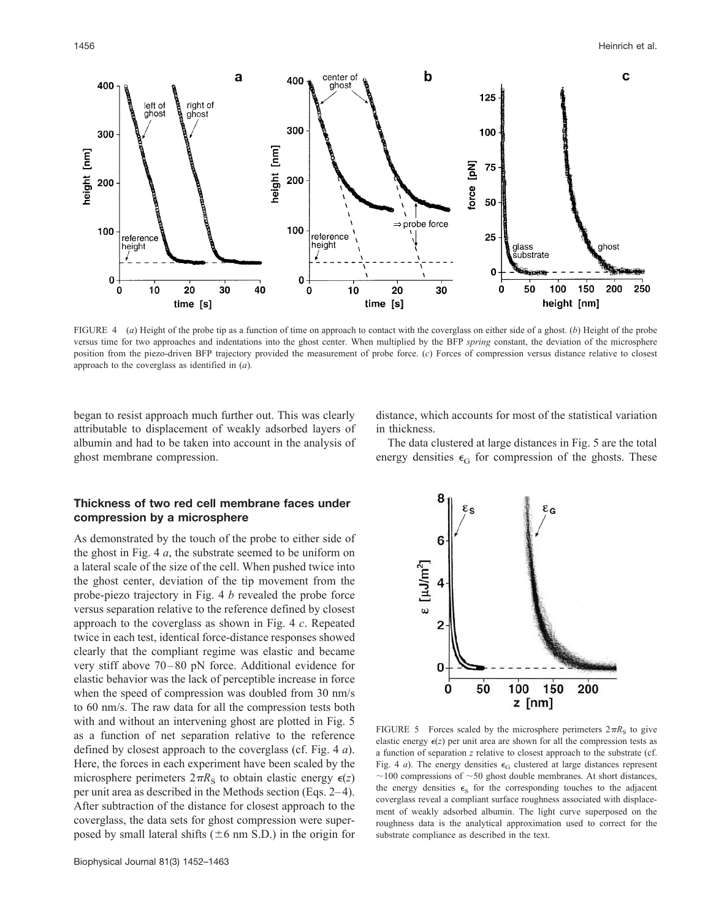FIGURE 4 (*a*) Height of the probe tip as a function of time on approach to contact with the coverglass on either side of a ghost. (*b*) Height of the probe versus time for two approaches and indentations into the ghost center. When multiplied by the BFP *spring* constant, the deviation of the microsphere position from the piezo-driven BFP trajectory provided the measurement of probe force. (*c*) Forces of compression versus distance relative to closest approach to the coverglass as identified in (*a*).

began to resist approach much further out. This was clearly attributable to displacement of weakly adsorbed layers of albumin and had to be taken into account in the analysis of ghost membrane compression.

### Thickness of two red cell membrane faces under compression by a microsphere

As demonstrated by the touch of the probe to either side of the ghost in Fig. 4 *a*, the substrate seemed to be uniform on a lateral scale of the size of the cell. When pushed twice into the ghost center, deviation of the tip movement from the probe-piezo trajectory in Fig. 4 *b* revealed the probe force versus separation relative to the reference defined by closest approach to the coverglass as shown in Fig. 4 *c*. Repeated twice in each test, identical force-distance responses showed clearly that the compliant regime was elastic and became very stiff above 70–80 pN force. Additional evidence for elastic behavior was the lack of perceptible increase in force when the speed of compression was doubled from 30 nm/s to 60 nm/s. The raw data for all the compression tests both with and without an intervening ghost are plotted in Fig. 5 as a function of net separation relative to the reference defined by closest approach to the coverglass (cf. Fig. 4 *a*). Here, the forces in each experiment have been scaled by the microsphere perimeters $2\pi R_S$ to obtain elastic energy $\epsilon(z)$ per unit area as described in the Methods section (Eqs. 2–4). After subtraction of the distance for closest approach to the coverglass, the data sets for ghost compression were superposed by small lateral shifts ($\pm 6$ nm S.D.) in the origin for distance, which accounts for most of the statistical variation in thickness.

The data clustered at large distances in Fig. 5 are the total energy densities $\epsilon_G$ for compression of the ghosts. These

FIGURE 5 Forces scaled by the microsphere perimeters $2\pi R_S$ to give elastic energy $\epsilon(z)$ per unit area are shown for all the compression tests as a function of separation $z$ relative to closest approach to the substrate (cf. Fig. 4 *a*). The energy densities $\epsilon_G$ clustered at large distances represent ~100 compressions of ~50 ghost double membranes. At short distances, the energy densities $\epsilon_S$ for the corresponding touches to the adjacent coverglass reveal a compliant surface roughness associated with displacement of weakly adsorbed albumin. The light curve superposed on the roughness data is the analytical approximation used to correct for the substrate compliance as described in the text.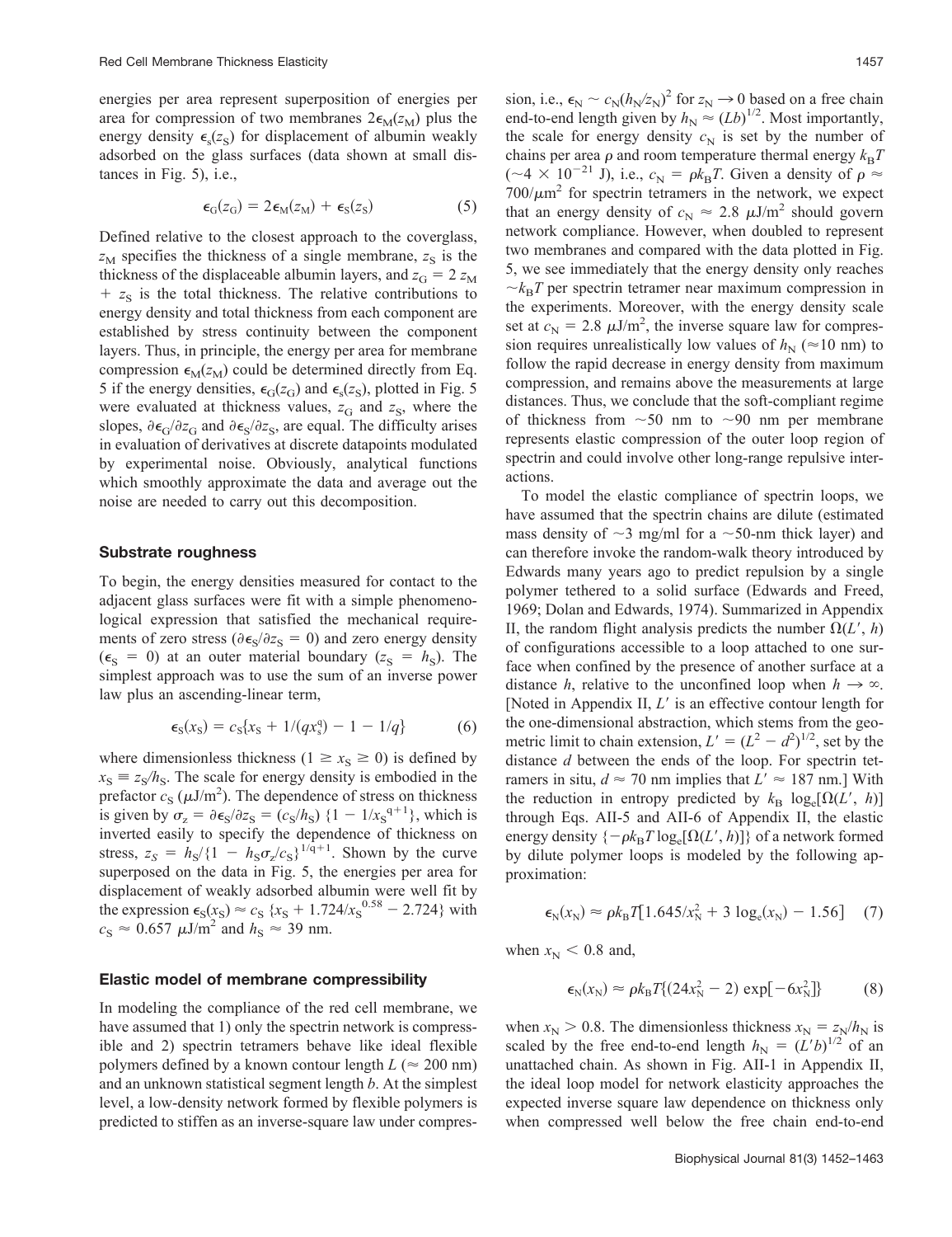energies per area represent superposition of energies per area for compression of two membranes $2\epsilon_M(z_M)$ plus the energy density $\epsilon_s(z_S)$ for displacement of albumin weakly adsorbed on the glass surfaces (data shown at small distances in Fig. 5), i.e.,

$$\epsilon_G(z_G) = 2\epsilon_M(z_M) + \epsilon_S(z_S) \quad (5)$$

Defined relative to the closest approach to the coverglass, $z_M$ specifies the thickness of a single membrane, $z_S$ is the thickness of the displaceable albumin layers, and $z_G = 2\,z_M + z_S$ is the total thickness. The relative contributions to energy density and total thickness from each component are established by stress continuity between the component layers. Thus, in principle, the energy per area for membrane compression $\epsilon_M(z_M)$ could be determined directly from Eq. 5 if the energy densities, $\epsilon_G(z_G)$ and $\epsilon_s(z_S)$, plotted in Fig. 5 were evaluated at thickness values, $z_G$ and $z_S$, where the slopes, $\partial\epsilon_G/\partial z_G$ and $\partial\epsilon_S/\partial z_S$, are equal. The difficulty arises in evaluation of derivatives at discrete datapoints modulated by experimental noise. Obviously, analytical functions which smoothly approximate the data and average out the noise are needed to carry out this decomposition.

### Substrate roughness

To begin, the energy densities measured for contact to the adjacent glass surfaces were fit with a simple phenomenological expression that satisfied the mechanical requirements of zero stress ($\partial\epsilon_S/\partial z_S = 0$) and zero energy density ($\epsilon_S = 0$) at an outer material boundary ($z_S = h_S$). The simplest approach was to use the sum of an inverse power law plus an ascending-linear term,

$$\epsilon_S(x_S) = c_S\{x_S + 1/(qx_s^q) - 1 - 1/q\} \quad (6)$$

where dimensionless thickness ($1 \geq x_S \geq 0$) is defined by $x_S \equiv z_S/h_S$. The scale for energy density is embodied in the prefactor $c_S$ ($\mu$J/m$^2$). The dependence of stress on thickness is given by $\sigma_z = \partial\epsilon_S/\partial z_S = (c_S/h_S)\,\{1 - 1/x_S^{q+1}\}$, which is inverted easily to specify the dependence of thickness on stress, $z_S = h_S/\{1 - h_S\sigma_z/c_S\}^{1/q+1}$. Shown by the curve superposed on the data in Fig. 5, the energies per area for displacement of weakly adsorbed albumin were well fit by the expression $\epsilon_S(x_S) \approx c_S\,\{x_S + 1.724/x_S^{0.58} - 2.724\}$ with $c_S \approx 0.657$ $\mu$J/m$^2$ and $h_S \approx 39$ nm.

### Elastic model of membrane compressibility

In modeling the compliance of the red cell membrane, we have assumed that 1) only the spectrin network is compressible and 2) spectrin tetramers behave like ideal flexible polymers defined by a known contour length $L$ ($\approx 200$ nm) and an unknown statistical segment length $b$. At the simplest level, a low-density network formed by flexible polymers is predicted to stiffen as an inverse-square law under compression, i.e., $\epsilon_N \sim c_N(h_N/z_N)^2$ for $z_N \rightarrow 0$ based on a free chain end-to-end length given by $h_N \approx (Lb)^{1/2}$. Most importantly, the scale for energy density $c_N$ is set by the number of chains per area $\rho$ and room temperature thermal energy $k_BT$ ($\sim 4 \times 10^{-21}$ J), i.e., $c_N = \rho k_BT$. Given a density of $\rho \approx 700/\mu$m$^2$ for spectrin tetramers in the network, we expect that an energy density of $c_N \approx 2.8$ $\mu$J/m$^2$ should govern network compliance. However, when doubled to represent two membranes and compared with the data plotted in Fig. 5, we see immediately that the energy density only reaches $\sim k_BT$ per spectrin tetramer near maximum compression in the experiments. Moreover, with the energy density scale set at $c_N = 2.8$ $\mu$J/m$^2$, the inverse square law for compression requires unrealistically low values of $h_N$ ($\approx 10$ nm) to follow the rapid decrease in energy density from maximum compression, and remains above the measurements at large distances. Thus, we conclude that the soft-compliant regime of thickness from $\sim 50$ nm to $\sim 90$ nm per membrane represents elastic compression of the outer loop region of spectrin and could involve other long-range repulsive interactions.

To model the elastic compliance of spectrin loops, we have assumed that the spectrin chains are dilute (estimated mass density of $\sim 3$ mg/ml for a $\sim 50$-nm thick layer) and can therefore invoke the random-walk theory introduced by Edwards many years ago to predict repulsion by a single polymer tethered to a solid surface (Edwards and Freed, 1969; Dolan and Edwards, 1974). Summarized in Appendix II, the random flight analysis predicts the number $\Omega(L', h)$ of configurations accessible to a loop attached to one surface when confined by the presence of another surface at a distance $h$, relative to the unconfined loop when $h \rightarrow \infty$. [Noted in Appendix II, $L'$ is an effective contour length for the one-dimensional abstraction, which stems from the geometric limit to chain extension, $L' = (L^2 - d^2)^{1/2}$, set by the distance $d$ between the ends of the loop. For spectrin tetramers in situ, $d \approx 70$ nm implies that $L' \approx 187$ nm.] With the reduction in entropy predicted by $k_B\,\log_e[\Omega(L', h)]$ through Eqs. AII-5 and AII-6 of Appendix II, the elastic energy density $\{-\rho k_BT\log_e[\Omega(L', h)]\}$ of a network formed by dilute polymer loops is modeled by the following approximation:

$$\epsilon_N(x_N) \approx \rho k_BT[1.645/x_N^2 + 3\,\log_e(x_N) - 1.56] \quad (7)$$

when $x_N < 0.8$ and,

$$\epsilon_N(x_N) \approx \rho k_BT\{(24x_N^2 - 2)\,\exp[-6x_N^2]\} \quad (8)$$

when $x_N > 0.8$. The dimensionless thickness $x_N = z_N/h_N$ is scaled by the free end-to-end length $h_N = (L'b)^{1/2}$ of an unattached chain. As shown in Fig. AII-1 in Appendix II, the ideal loop model for network elasticity approaches the expected inverse square law dependence on thickness only when compressed well below the free chain end-to-end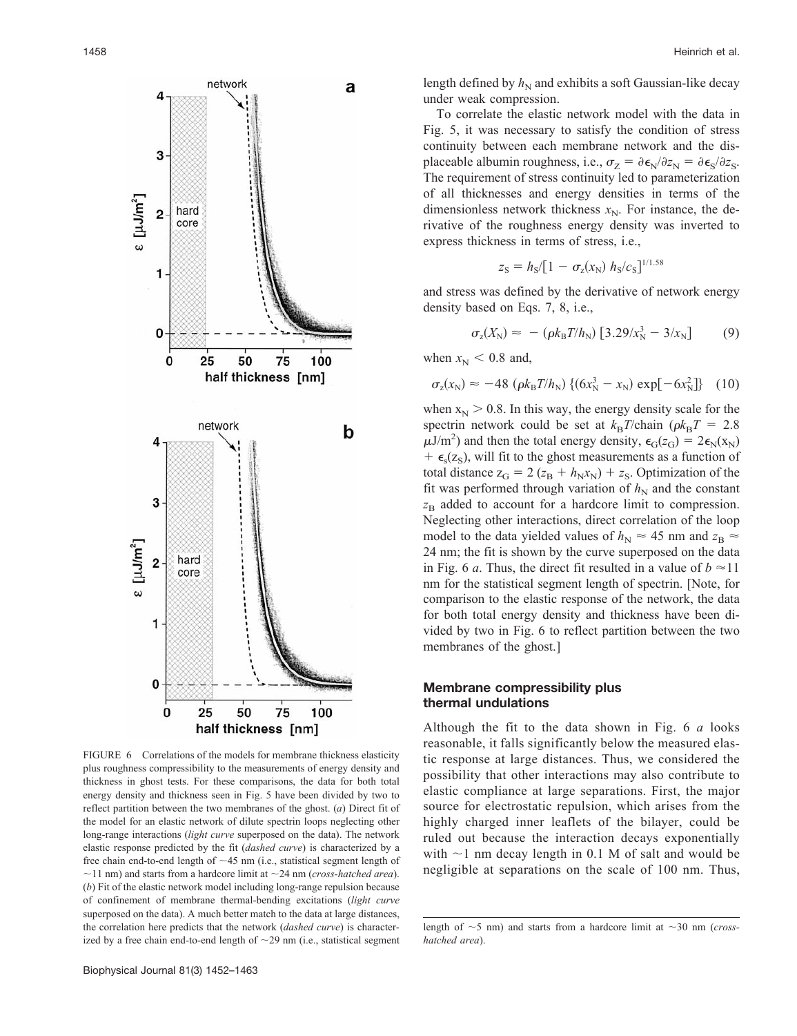length defined by $h_N$ and exhibits a soft Gaussian-like decay under weak compression.

To correlate the elastic network model with the data in Fig. 5, it was necessary to satisfy the condition of stress continuity between each membrane network and the displaceable albumin roughness, i.e., $\sigma_Z = \partial\epsilon_N/\partial z_N = \partial\epsilon_S/\partial z_S$. The requirement of stress continuity led to parameterization of all thicknesses and energy densities in terms of the dimensionless network thickness $x_N$. For instance, the derivative of the roughness energy density was inverted to express thickness in terms of stress, i.e.,

$$z_S = h_S/[1 - \sigma_z(x_N)\, h_S/c_S]^{1/1.58}$$

and stress was defined by the derivative of network energy density based on Eqs. 7, 8, i.e.,

$$\sigma_z(X_N) \approx -(\rho k_B T/h_N)\,[3.29/x_N^3 - 3/x_N] \quad (9)$$

when $x_N < 0.8$ and,

$$\sigma_z(x_N) \approx -48\,(\rho k_B T/h_N)\,\{(6x_N^3 - x_N)\exp[-6x_N^2]\} \quad (10)$$

when $x_N > 0.8$. In this way, the energy density scale for the spectrin network could be set at $k_BT$/chain ($\rho k_B T = 2.8$ $\mu$J/m$^2$) and then the total energy density, $\epsilon_G(z_G) = 2\epsilon_N(x_N) + \epsilon_s(z_S)$, will fit to the ghost measurements as a function of total distance $z_G = 2\,(z_B + h_N x_N) + z_S$. Optimization of the fit was performed through variation of $h_N$ and the constant $z_B$ added to account for a hardcore limit to compression. Neglecting other interactions, direct correlation of the loop model to the data yielded values of $h_N \approx 45$ nm and $z_B \approx 24$ nm; the fit is shown by the curve superposed on the data in Fig. 6 *a*. Thus, the direct fit resulted in a value of $b \approx 11$ nm for the statistical segment length of spectrin. [Note, for comparison to the elastic response of the network, the data for both total energy density and thickness have been divided by two in Fig. 6 to reflect partition between the two membranes of the ghost.]

FIGURE 6 Correlations of the models for membrane thickness elasticity plus roughness compressibility to the measurements of energy density and thickness in ghost tests. For these comparisons, the data for both total energy density and thickness seen in Fig. 5 have been divided by two to reflect partition between the two membranes of the ghost. (*a*) Direct fit of the model for an elastic network of dilute spectrin loops neglecting other long-range interactions (*light curve* superposed on the data). The network elastic response predicted by the fit (*dashed curve*) is characterized by a free chain end-to-end length of ~45 nm (i.e., statistical segment length of ~11 nm) and starts from a hardcore limit at ~24 nm (*cross-hatched area*). (*b*) Fit of the elastic network model including long-range repulsion because of confinement of membrane thermal-bending excitations (*light curve* superposed on the data). A much better match to the data at large distances, the correlation here predicts that the network (*dashed curve*) is characterized by a free chain end-to-end length of ~29 nm (i.e., statistical segment length of ~5 nm) and starts from a hardcore limit at ~30 nm (*cross-hatched area*).

## Membrane compressibility plus thermal undulations

Although the fit to the data shown in Fig. 6 *a* looks reasonable, it falls significantly below the measured elastic response at large distances. Thus, we considered the possibility that other interactions may also contribute to elastic compliance at large separations. First, the major source for electrostatic repulsion, which arises from the highly charged inner leaflets of the bilayer, could be ruled out because the interaction decays exponentially with ~1 nm decay length in 0.1 M of salt and would be negligible at separations on the scale of 100 nm. Thus,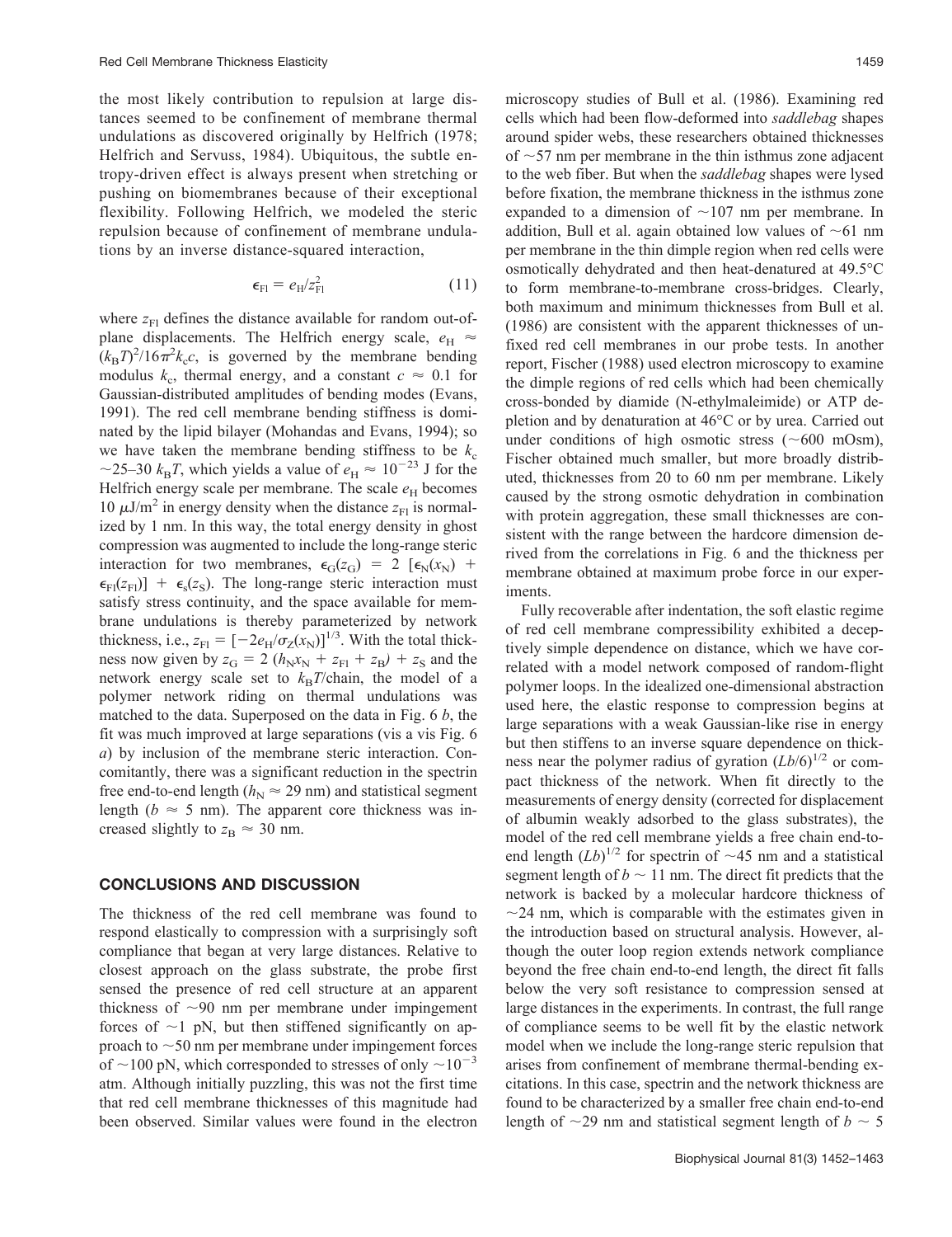the most likely contribution to repulsion at large distances seemed to be confinement of membrane thermal undulations as discovered originally by Helfrich (1978; Helfrich and Servuss, 1984). Ubiquitous, the subtle entropy-driven effect is always present when stretching or pushing on biomembranes because of their exceptional flexibility. Following Helfrich, we modeled the steric repulsion because of confinement of membrane undulations by an inverse distance-squared interaction,

$$\epsilon_{\mathrm{Fl}} = e_{\mathrm{H}}/z_{\mathrm{Fl}}^2 \tag{11}$$

where $z_{\mathrm{Fl}}$ defines the distance available for random out-of-plane displacements. The Helfrich energy scale, $e_{\mathrm{H}} \approx (k_{\mathrm{B}}T)^2/16\pi^2 k_c c$, is governed by the membrane bending modulus $k_c$, thermal energy, and a constant $c \approx 0.1$ for Gaussian-distributed amplitudes of bending modes (Evans, 1991). The red cell membrane bending stiffness is dominated by the lipid bilayer (Mohandas and Evans, 1994); so we have taken the membrane bending stiffness to be $k_c \sim 25$–$30\ k_{\mathrm{B}}T$, which yields a value of $e_{\mathrm{H}} \approx 10^{-23}$ J for the Helfrich energy scale per membrane. The scale $e_{\mathrm{H}}$ becomes 10 $\mu$J/m$^2$ in energy density when the distance $z_{\mathrm{Fl}}$ is normalized by 1 nm. In this way, the total energy density in ghost compression was augmented to include the long-range steric interaction for two membranes, $\epsilon_{\mathrm{G}}(z_{\mathrm{G}}) = 2\ [\epsilon_{\mathrm{N}}(x_{\mathrm{N}}) + \epsilon_{\mathrm{Fl}}(z_{\mathrm{Fl}})] + \epsilon_{\mathrm{s}}(z_{\mathrm{S}})$. The long-range steric interaction must satisfy stress continuity, and the space available for membrane undulations is thereby parameterized by network thickness, i.e., $z_{\mathrm{Fl}} = [-2e_{\mathrm{H}}/\sigma_{\mathrm{Z}}(x_{\mathrm{N}})]^{1/3}$. With the total thickness now given by $z_{\mathrm{G}} = 2\ (h_{\mathrm{N}}x_{\mathrm{N}} + z_{\mathrm{Fl}} + z_{\mathrm{B}}) + z_{\mathrm{S}}$ and the network energy scale set to $k_{\mathrm{B}}T$/chain, the model of a polymer network riding on thermal undulations was matched to the data. Superposed on the data in Fig. 6 *b*, the fit was much improved at large separations (vis a vis Fig. 6 *a*) by inclusion of the membrane steric interaction. Concomitantly, there was a significant reduction in the spectrin free end-to-end length ($h_{\mathrm{N}} \approx 29$ nm) and statistical segment length ($b \approx 5$ nm). The apparent core thickness was increased slightly to $z_{\mathrm{B}} \approx 30$ nm.

## CONCLUSIONS AND DISCUSSION

The thickness of the red cell membrane was found to respond elastically to compression with a surprisingly soft compliance that began at very large distances. Relative to closest approach on the glass substrate, the probe first sensed the presence of red cell structure at an apparent thickness of ~90 nm per membrane under impingement forces of ~1 pN, but then stiffened significantly on approach to ~50 nm per membrane under impingement forces of ~100 pN, which corresponded to stresses of only ~$10^{-3}$ atm. Although initially puzzling, this was not the first time that red cell membrane thicknesses of this magnitude had been observed. Similar values were found in the electron microscopy studies of Bull et al. (1986). Examining red cells which had been flow-deformed into *saddlebag* shapes around spider webs, these researchers obtained thicknesses of ~57 nm per membrane in the thin isthmus zone adjacent to the web fiber. But when the *saddlebag* shapes were lysed before fixation, the membrane thickness in the isthmus zone expanded to a dimension of ~107 nm per membrane. In addition, Bull et al. again obtained low values of ~61 nm per membrane in the thin dimple region when red cells were osmotically dehydrated and then heat-denatured at 49.5°C to form membrane-to-membrane cross-bridges. Clearly, both maximum and minimum thicknesses from Bull et al. (1986) are consistent with the apparent thicknesses of unfixed red cell membranes in our probe tests. In another report, Fischer (1988) used electron microscopy to examine the dimple regions of red cells which had been chemically cross-bonded by diamide (N-ethylmaleimide) or ATP depletion and by denaturation at 46°C or by urea. Carried out under conditions of high osmotic stress (~600 mOsm), Fischer obtained much smaller, but more broadly distributed, thicknesses from 20 to 60 nm per membrane. Likely caused by the strong osmotic dehydration in combination with protein aggregation, these small thicknesses are consistent with the range between the hardcore dimension derived from the correlations in Fig. 6 and the thickness per membrane obtained at maximum probe force in our experiments.

Fully recoverable after indentation, the soft elastic regime of red cell membrane compressibility exhibited a deceptively simple dependence on distance, which we have correlated with a model network composed of random-flight polymer loops. In the idealized one-dimensional abstraction used here, the elastic response to compression begins at large separations with a weak Gaussian-like rise in energy but then stiffens to an inverse square dependence on thickness near the polymer radius of gyration $(Lb/6)^{1/2}$ or compact thickness of the network. When fit directly to the measurements of energy density (corrected for displacement of albumin weakly adsorbed to the glass substrates), the model of the red cell membrane yields a free chain end-to-end length $(Lb)^{1/2}$ for spectrin of ~45 nm and a statistical segment length of $b \sim 11$ nm. The direct fit predicts that the network is backed by a molecular hardcore thickness of ~24 nm, which is comparable with the estimates given in the introduction based on structural analysis. However, although the outer loop region extends network compliance beyond the free chain end-to-end length, the direct fit falls below the very soft resistance to compression sensed at large distances in the experiments. In contrast, the full range of compliance seems to be well fit by the elastic network model when we include the long-range steric repulsion that arises from confinement of membrane thermal-bending excitations. In this case, spectrin and the network thickness are found to be characterized by a smaller free chain end-to-end length of ~29 nm and statistical segment length of $b \sim 5$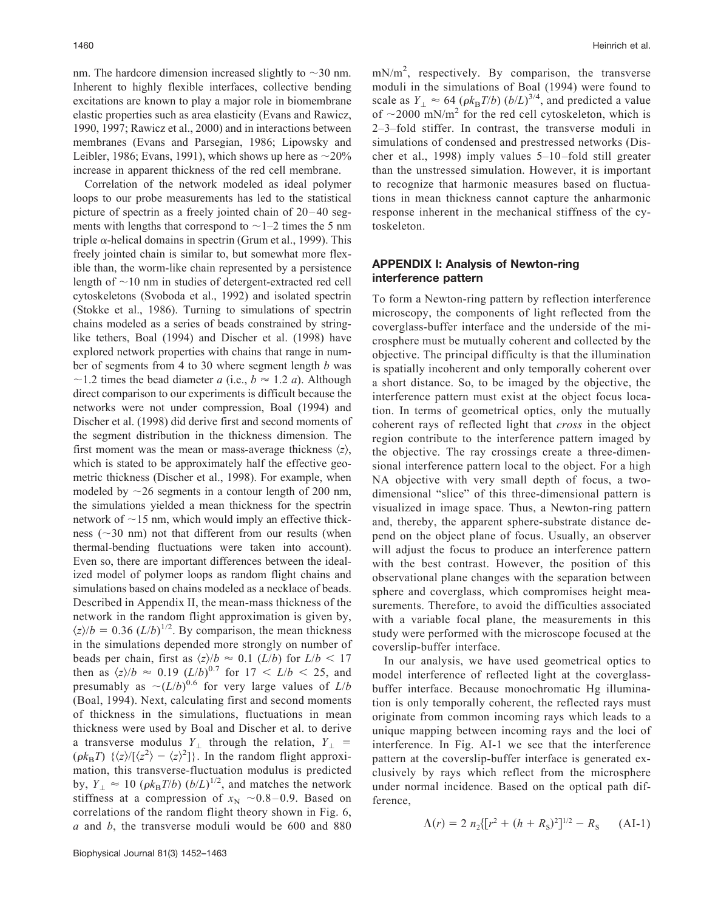nm. The hardcore dimension increased slightly to ~30 nm. Inherent to highly flexible interfaces, collective bending excitations are known to play a major role in biomembrane elastic properties such as area elasticity (Evans and Rawicz, 1990, 1997; Rawicz et al., 2000) and in interactions between membranes (Evans and Parsegian, 1986; Lipowsky and Leibler, 1986; Evans, 1991), which shows up here as ~20% increase in apparent thickness of the red cell membrane.

Correlation of the network modeled as ideal polymer loops to our probe measurements has led to the statistical picture of spectrin as a freely jointed chain of 20–40 segments with lengths that correspond to ~1–2 times the 5 nm triple $\alpha$-helical domains in spectrin (Grum et al., 1999). This freely jointed chain is similar to, but somewhat more flexible than, the worm-like chain represented by a persistence length of ~10 nm in studies of detergent-extracted red cell cytoskeletons (Svoboda et al., 1992) and isolated spectrin (Stokke et al., 1986). Turning to simulations of spectrin chains modeled as a series of beads constrained by string-like tethers, Boal (1994) and Discher et al. (1998) have explored network properties with chains that range in number of segments from 4 to 30 where segment length $b$ was ~1.2 times the bead diameter $a$ (i.e., $b \approx 1.2\ a$). Although direct comparison to our experiments is difficult because the networks were not under compression, Boal (1994) and Discher et al. (1998) did derive first and second moments of the segment distribution in the thickness dimension. The first moment was the mean or mass-average thickness $\langle z \rangle$, which is stated to be approximately half the effective geometric thickness (Discher et al., 1998). For example, when modeled by ~26 segments in a contour length of 200 nm, the simulations yielded a mean thickness for the spectrin network of ~15 nm, which would imply an effective thickness (~30 nm) not that different from our results (when thermal-bending fluctuations were taken into account). Even so, there are important differences between the idealized model of polymer loops as random flight chains and simulations based on chains modeled as a necklace of beads. Described in Appendix II, the mean-mass thickness of the network in the random flight approximation is given by, $\langle z \rangle / b = 0.36\ (L/b)^{1/2}$. By comparison, the mean thickness in the simulations depended more strongly on number of beads per chain, first as $\langle z \rangle / b \approx 0.1\ (L/b)$ for $L/b < 17$ then as $\langle z \rangle / b \approx 0.19\ (L/b)^{0.7}$ for $17 < L/b < 25$, and presumably as $\sim (L/b)^{0.6}$ for very large values of $L/b$ (Boal, 1994). Next, calculating first and second moments of thickness in the simulations, fluctuations in mean thickness were used by Boal and Discher et al. to derive a transverse modulus $Y_\perp$ through the relation, $Y_\perp = (\rho k_B T)\ \{\langle z \rangle / [\langle z^2 \rangle - \langle z \rangle^2]\}$. In the random flight approximation, this transverse-fluctuation modulus is predicted by, $Y_\perp \approx 10\ (\rho k_B T/b)\ (b/L)^{1/2}$, and matches the network stiffness at a compression of $x_N$ ~0.8–0.9. Based on correlations of the random flight theory shown in Fig. 6, *a* and *b*, the transverse moduli would be 600 and 880 $\text{mN/m}^2$, respectively. By comparison, the transverse moduli in the simulations of Boal (1994) were found to scale as $Y_\perp \approx 64\ (\rho k_B T/b)\ (b/L)^{3/4}$, and predicted a value of ~2000 $\text{mN/m}^2$ for the red cell cytoskeleton, which is 2–3–fold stiffer. In contrast, the transverse moduli in simulations of condensed and prestressed networks (Discher et al., 1998) imply values 5–10–fold still greater than the unstressed simulation. However, it is important to recognize that harmonic measures based on fluctuations in mean thickness cannot capture the anharmonic response inherent in the mechanical stiffness of the cytoskeleton.

## APPENDIX I: Analysis of Newton-ring interference pattern

To form a Newton-ring pattern by reflection interference microscopy, the components of light reflected from the coverglass-buffer interface and the underside of the microsphere must be mutually coherent and collected by the objective. The principal difficulty is that the illumination is spatially incoherent and only temporally coherent over a short distance. So, to be imaged by the objective, the interference pattern must exist at the object focus location. In terms of geometrical optics, only the mutually coherent rays of reflected light that *cross* in the object region contribute to the interference pattern imaged by the objective. The ray crossings create a three-dimensional interference pattern local to the object. For a high NA objective with very small depth of focus, a two-dimensional "slice" of this three-dimensional pattern is visualized in image space. Thus, a Newton-ring pattern and, thereby, the apparent sphere-substrate distance depend on the object plane of focus. Usually, an observer will adjust the focus to produce an interference pattern with the best contrast. However, the position of this observational plane changes with the separation between sphere and coverglass, which compromises height measurements. Therefore, to avoid the difficulties associated with a variable focal plane, the measurements in this study were performed with the microscope focused at the coverslip-buffer interface.

In our analysis, we have used geometrical optics to model interference of reflected light at the coverglass-buffer interface. Because monochromatic Hg illumination is only temporally coherent, the reflected rays must originate from common incoming rays which leads to a unique mapping between incoming rays and the loci of interference. In Fig. AI-1 we see that the interference pattern at the coverslip-buffer interface is generated exclusively by rays which reflect from the microsphere under normal incidence. Based on the optical path difference,

$$\Lambda(r) = 2\ n_2\{[r^2 + (h + R_S)^2]^{1/2} - R_S \qquad \text{(AI-1)}$$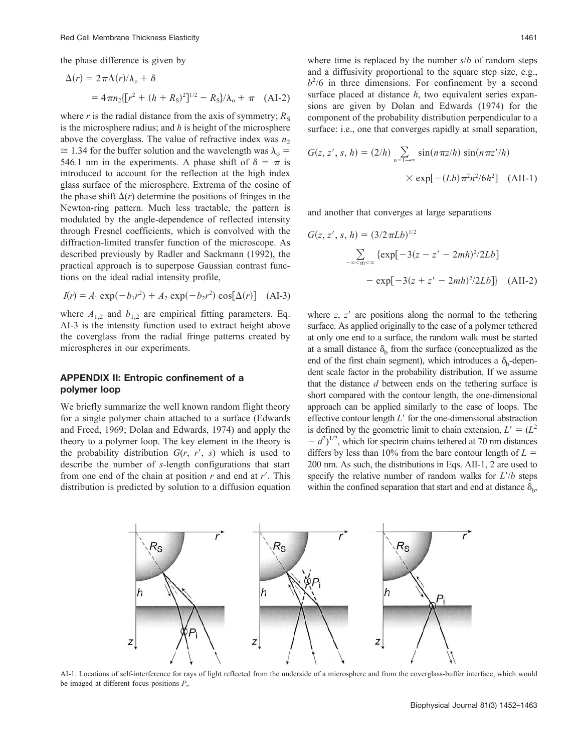the phase difference is given by

$$\Delta(r) = 2\pi\Lambda(r)/\lambda_o + \delta$$
$$= 4\pi n_2\{[r^2 + (h + R_S)^2]^{1/2} - R_S\}/\lambda_o + \pi \quad \text{(AI-2)}$$

where $r$ is the radial distance from the axis of symmetry; $R_S$ is the microsphere radius; and $h$ is height of the microsphere above the coverglass. The value of refractive index was $n_2 \cong 1.34$ for the buffer solution and the wavelength was $\lambda_o = 546.1$ nm in the experiments. A phase shift of $\delta = \pi$ is introduced to account for the reflection at the high index glass surface of the microsphere. Extrema of the cosine of the phase shift $\Delta(r)$ determine the positions of fringes in the Newton-ring pattern. Much less tractable, the pattern is modulated by the angle-dependence of reflected intensity through Fresnel coefficients, which is convolved with the diffraction-limited transfer function of the microscope. As described previously by Radler and Sackmann (1992), the practical approach is to superpose Gaussian contrast functions on the ideal radial intensity profile,

$$I(r) = A_1 \exp(-b_1 r^2) + A_2 \exp(-b_2 r^2) \cos[\Delta(r)] \quad \text{(AI-3)}$$

where $A_{1,2}$ and $b_{1,2}$ are empirical fitting parameters. Eq. AI-3 is the intensity function used to extract height above the coverglass from the radial fringe patterns created by microspheres in our experiments.

AI-1. Locations of self-interference for rays of light reflected from the underside of a microsphere and from the coverglass-buffer interface, which would be imaged at different focus positions $P_i$.

## APPENDIX II: Entropic confinement of a polymer loop

We briefly summarize the well known random flight theory for a single polymer chain attached to a surface (Edwards and Freed, 1969; Dolan and Edwards, 1974) and apply the theory to a polymer loop. The key element in the theory is the probability distribution $G(r, r', s)$ which is used to describe the number of $s$-length configurations that start from one end of the chain at position $r$ and end at $r'$. This distribution is predicted by solution to a diffusion equation where time is replaced by the number $s/b$ of random steps and a diffusivity proportional to the square step size, e.g., $b^2/6$ in three dimensions. For confinement by a second surface placed at distance $h$, two equivalent series expansions are given by Dolan and Edwards (1974) for the component of the probability distribution perpendicular to a surface: i.e., one that converges rapidly at small separation,

$$G(z, z', s, h) = (2/h) \sum_{n=1\to\infty} \sin(n\pi z/h) \sin(n\pi z'/h) \times \exp[-(Lb)\pi^2 n^2/6h^2] \quad \text{(AII-1)}$$

and another that converges at large separations

$$G(z, z', s, h) = (3/2\pi Lb)^{1/2} \sum_{-\infty<m<\infty} \{\exp[-3(z - z' - 2mh)^2/2Lb] - \exp[-3(z + z' - 2mh)^2/2Lb]\} \quad \text{(AII-2)}$$

where $z$, $z'$ are positions along the normal to the tethering surface. As applied originally to the case of a polymer tethered at only one end to a surface, the random walk must be started at a small distance $\delta_b$ from the surface (conceptualized as the end of the first chain segment), which introduces a $\delta_b$-dependent scale factor in the probability distribution. If we assume that the distance $d$ between ends on the tethering surface is short compared with the contour length, the one-dimensional approach can be applied similarly to the case of loops. The effective contour length $L'$ for the one-dimensional abstraction is defined by the geometric limit to chain extension, $L' = (L^2 - d^2)^{1/2}$, which for spectrin chains tethered at 70 nm distances differs by less than 10% from the bare contour length of $L = 200$ nm. As such, the distributions in Eqs. AII-1, 2 are used to specify the relative number of random walks for $L'/b$ steps within the confined separation that start and end at distance $\delta_b$,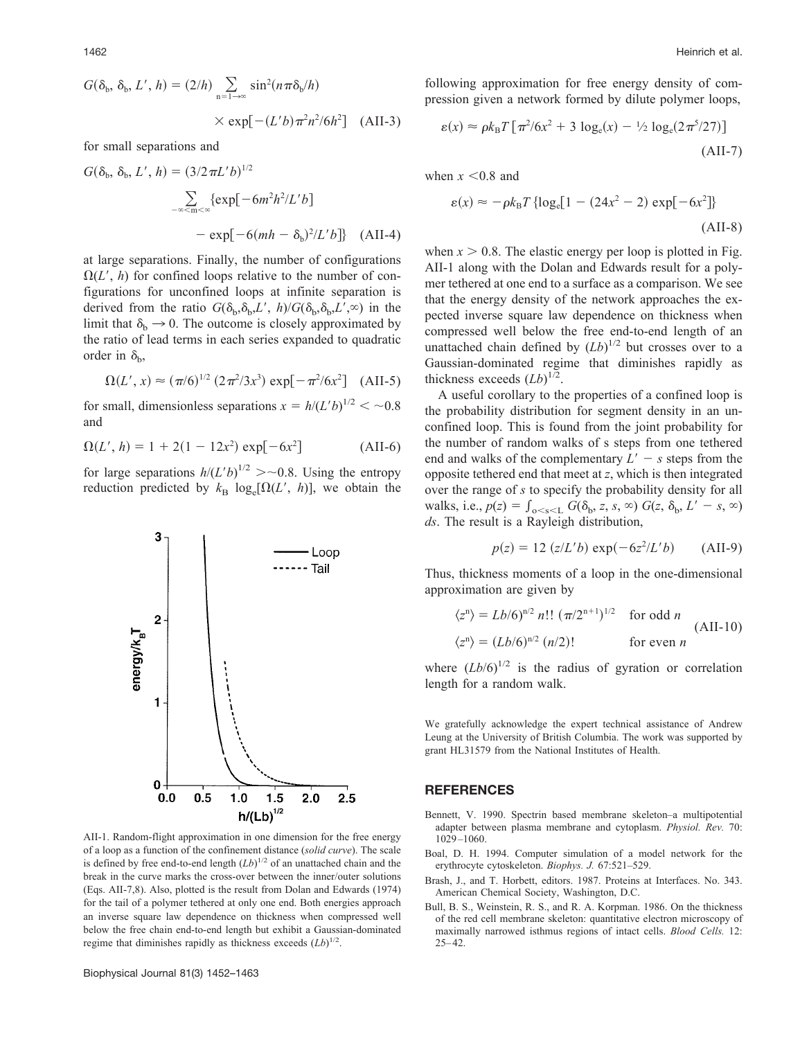$$G(\delta_b, \delta_b, L', h) = (2/h) \sum_{n=1\rightarrow\infty} \sin^2(n\pi\delta_b/h) \times \exp[-(L'b)\pi^2 n^2/6h^2] \quad \text{(AII-3)}$$

for small separations and

$$G(\delta_b, \delta_b, L', h) = (3/2\pi L'b)^{1/2} \sum_{-\infty<m<\infty} \{\exp[-6m^2h^2/L'b] - \exp[-6(mh - \delta_b)^2/L'b]\} \quad \text{(AII-4)}$$

at large separations. Finally, the number of configurations $\Omega(L', h)$ for confined loops relative to the number of configurations for unconfined loops at infinite separation is derived from the ratio $G(\delta_b,\delta_b,L', h)/G(\delta_b,\delta_b,L',\infty)$ in the limit that $\delta_b \rightarrow 0$. The outcome is closely approximated by the ratio of lead terms in each series expanded to quadratic order in $\delta_b$,

$$\Omega(L', x) \approx (\pi/6)^{1/2}\,(2\pi^2/3x^3)\exp[-\pi^2/6x^2] \quad \text{(AII-5)}$$

for small, dimensionless separations $x = h/(L'b)^{1/2} < \sim 0.8$ and

$$\Omega(L', h) = 1 + 2(1 - 12x^2)\exp[-6x^2] \quad \text{(AII-6)}$$

for large separations $h/(L'b)^{1/2} > \sim 0.8$. Using the entropy reduction predicted by $k_B \log_e[\Omega(L', h)]$, we obtain the following approximation for free energy density of compression given a network formed by dilute polymer loops,

$$\varepsilon(x) \approx \rho k_B T\,[\pi^2/6x^2 + 3\log_e(x) - \tfrac{1}{2}\log_e(2\pi^5/27)] \quad \text{(AII-7)}$$

when $x < 0.8$ and

$$\varepsilon(x) \approx -\rho k_B T\,\{\log_e[1 - (24x^2 - 2)\exp[-6x^2]\} \quad \text{(AII-8)}$$

when $x > 0.8$. The elastic energy per loop is plotted in Fig. AII-1 along with the Dolan and Edwards result for a polymer tethered at one end to a surface as a comparison. We see that the energy density of the network approaches the expected inverse square law dependence on thickness when compressed well below the free end-to-end length of an unattached chain defined by $(Lb)^{1/2}$ but crosses over to a Gaussian-dominated regime that diminishes rapidly as thickness exceeds $(Lb)^{1/2}$.

AII-1. Random-flight approximation in one dimension for the free energy of a loop as a function of the confinement distance (*solid curve*). The scale is defined by free end-to-end length $(Lb)^{1/2}$ of an unattached chain and the break in the curve marks the cross-over between the inner/outer solutions (Eqs. AII-7,8). Also, plotted is the result from Dolan and Edwards (1974) for the tail of a polymer tethered at only one end. Both energies approach an inverse square law dependence on thickness when compressed well below the free chain end-to-end length but exhibit a Gaussian-dominated regime that diminishes rapidly as thickness exceeds $(Lb)^{1/2}$.

A useful corollary to the properties of a confined loop is the probability distribution for segment density in an unconfined loop. This is found from the joint probability for the number of random walks of s steps from one tethered end and walks of the complementary $L' - s$ steps from the opposite tethered end that meet at $z$, which is then integrated over the range of $s$ to specify the probability density for all walks, i.e., $p(z) = \int_{o<s<L} G(\delta_b, z, s, \infty)\, G(z, \delta_b, L' - s, \infty)\, ds$. The result is a Rayleigh distribution,

$$p(z) = 12\,(z/L'b)\exp(-6z^2/L'b) \quad \text{(AII-9)}$$

Thus, thickness moments of a loop in the one-dimensional approximation are given by

$$\langle z^n \rangle = Lb/6)^{n/2}\, n!!\,(\pi/2^{n+1})^{1/2} \quad \text{for odd } n$$
$$\langle z^n \rangle = (Lb/6)^{n/2}\,(n/2)! \quad \text{for even } n \quad \text{(AII-10)}$$

where $(Lb/6)^{1/2}$ is the radius of gyration or correlation length for a random walk.

We gratefully acknowledge the expert technical assistance of Andrew Leung at the University of British Columbia. The work was supported by grant HL31579 from the National Institutes of Health.

## REFERENCES

Bennett, V. 1990. Spectrin based membrane skeleton–a multipotential adapter between plasma membrane and cytoplasm. *Physiol. Rev.* 70: 1029–1060.

Boal, D. H. 1994. Computer simulation of a model network for the erythrocyte cytoskeleton. *Biophys. J.* 67:521–529.

Brash, J., and T. Horbett, editors. 1987. Proteins at Interfaces. No. 343. American Chemical Society, Washington, D.C.

Bull, B. S., Weinstein, R. S., and R. A. Korpman. 1986. On the thickness of the red cell membrane skeleton: quantitative electron microscopy of maximally narrowed isthmus regions of intact cells. *Blood Cells.* 12: 25–42.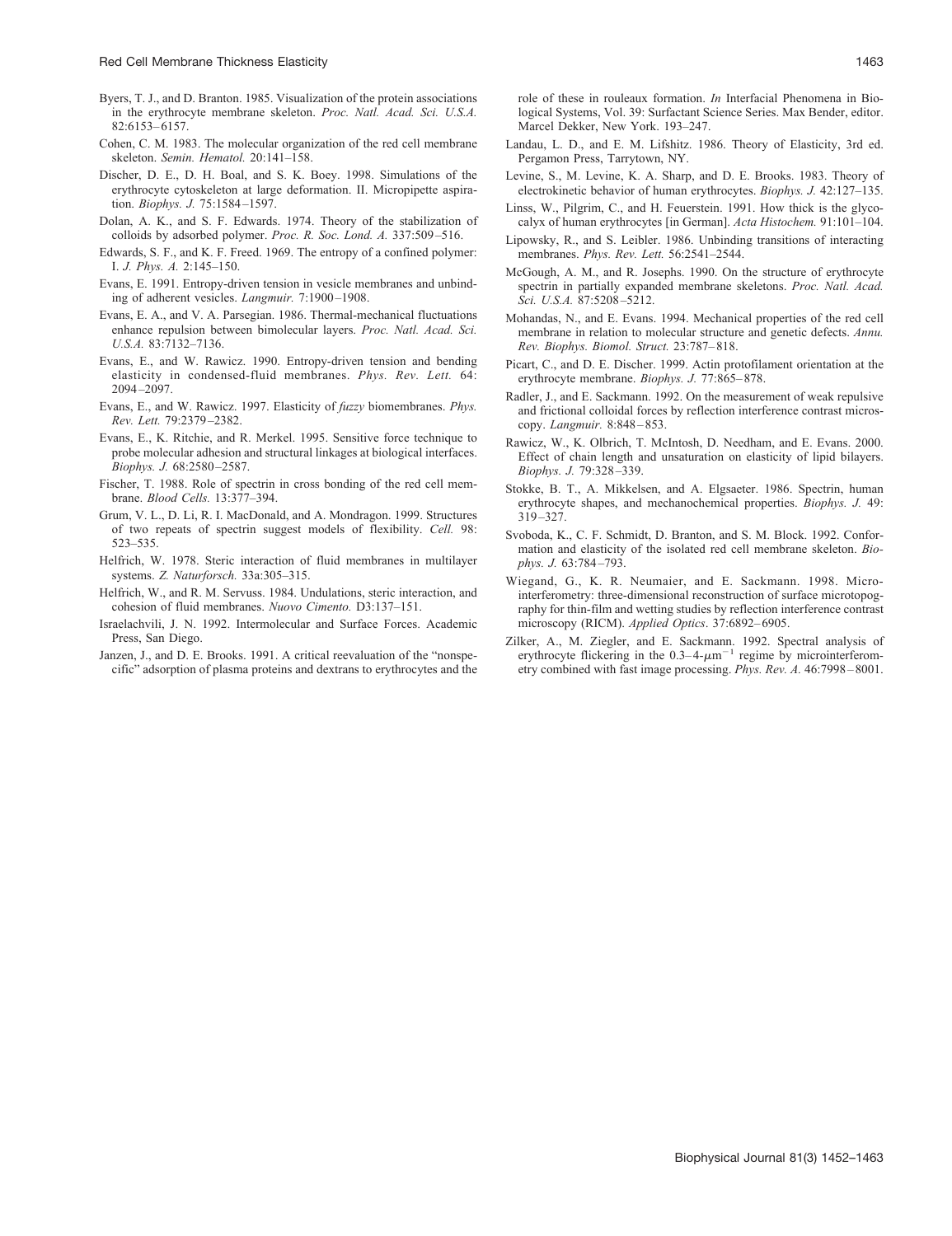Byers, T. J., and D. Branton. 1985. Visualization of the protein associations in the erythrocyte membrane skeleton. *Proc. Natl. Acad. Sci. U.S.A.* 82:6153–6157.

Cohen, C. M. 1983. The molecular organization of the red cell membrane skeleton. *Semin. Hematol.* 20:141–158.

Discher, D. E., D. H. Boal, and S. K. Boey. 1998. Simulations of the erythrocyte cytoskeleton at large deformation. II. Micropipette aspiration. *Biophys. J.* 75:1584–1597.

Dolan, A. K., and S. F. Edwards. 1974. Theory of the stabilization of colloids by adsorbed polymer. *Proc. R. Soc. Lond. A.* 337:509–516.

Edwards, S. F., and K. F. Freed. 1969. The entropy of a confined polymer: I. *J. Phys. A.* 2:145–150.

Evans, E. 1991. Entropy-driven tension in vesicle membranes and unbinding of adherent vesicles. *Langmuir.* 7:1900–1908.

Evans, E. A., and V. A. Parsegian. 1986. Thermal-mechanical fluctuations enhance repulsion between bimolecular layers. *Proc. Natl. Acad. Sci. U.S.A.* 83:7132–7136.

Evans, E., and W. Rawicz. 1990. Entropy-driven tension and bending elasticity in condensed-fluid membranes. *Phys. Rev. Lett.* 64: 2094–2097.

Evans, E., and W. Rawicz. 1997. Elasticity of *fuzzy* biomembranes. *Phys. Rev. Lett.* 79:2379–2382.

Evans, E., K. Ritchie, and R. Merkel. 1995. Sensitive force technique to probe molecular adhesion and structural linkages at biological interfaces. *Biophys. J.* 68:2580–2587.

Fischer, T. 1988. Role of spectrin in cross bonding of the red cell membrane. *Blood Cells.* 13:377–394.

Grum, V. L., D. Li, R. I. MacDonald, and A. Mondragon. 1999. Structures of two repeats of spectrin suggest models of flexibility. *Cell.* 98: 523–535.

Helfrich, W. 1978. Steric interaction of fluid membranes in multilayer systems. *Z. Naturforsch.* 33a:305–315.

Helfrich, W., and R. M. Servuss. 1984. Undulations, steric interaction, and cohesion of fluid membranes. *Nuovo Cimento.* D3:137–151.

Israelachvili, J. N. 1992. Intermolecular and Surface Forces. Academic Press, San Diego.

Janzen, J., and D. E. Brooks. 1991. A critical reevaluation of the "nonspecific" adsorption of plasma proteins and dextrans to erythrocytes and the role of these in rouleaux formation. *In* Interfacial Phenomena in Biological Systems, Vol. 39: Surfactant Science Series. Max Bender, editor. Marcel Dekker, New York. 193–247.

Landau, L. D., and E. M. Lifshitz. 1986. Theory of Elasticity, 3rd ed. Pergamon Press, Tarrytown, NY.

Levine, S., M. Levine, K. A. Sharp, and D. E. Brooks. 1983. Theory of electrokinetic behavior of human erythrocytes. *Biophys. J.* 42:127–135.

Linss, W., Pilgrim, C., and H. Feuerstein. 1991. How thick is the glycocalyx of human erythrocytes [in German]. *Acta Histochem.* 91:101–104.

Lipowsky, R., and S. Leibler. 1986. Unbinding transitions of interacting membranes. *Phys. Rev. Lett.* 56:2541–2544.

McGough, A. M., and R. Josephs. 1990. On the structure of erythrocyte spectrin in partially expanded membrane skeletons. *Proc. Natl. Acad. Sci. U.S.A.* 87:5208–5212.

Mohandas, N., and E. Evans. 1994. Mechanical properties of the red cell membrane in relation to molecular structure and genetic defects. *Annu. Rev. Biophys. Biomol. Struct.* 23:787–818.

Picart, C., and D. E. Discher. 1999. Actin protofilament orientation at the erythrocyte membrane. *Biophys. J.* 77:865–878.

Radler, J., and E. Sackmann. 1992. On the measurement of weak repulsive and frictional colloidal forces by reflection interference contrast microscopy. *Langmuir.* 8:848–853.

Rawicz, W., K. Olbrich, T. McIntosh, D. Needham, and E. Evans. 2000. Effect of chain length and unsaturation on elasticity of lipid bilayers. *Biophys. J.* 79:328–339.

Stokke, B. T., A. Mikkelsen, and A. Elgsaeter. 1986. Spectrin, human erythrocyte shapes, and mechanochemical properties. *Biophys. J.* 49: 319–327.

Svoboda, K., C. F. Schmidt, D. Branton, and S. M. Block. 1992. Conformation and elasticity of the isolated red cell membrane skeleton. *Biophys. J.* 63:784–793.

Wiegand, G., K. R. Neumaier, and E. Sackmann. 1998. Microinterferometry: three-dimensional reconstruction of surface microtopography for thin-film and wetting studies by reflection interference contrast microscopy (RICM). *Applied Optics*. 37:6892–6905.

Zilker, A., M. Ziegler, and E. Sackmann. 1992. Spectral analysis of erythrocyte flickering in the 0.3–4-$\mu m^{-1}$ regime by microinterferometry combined with fast image processing. *Phys. Rev. A.* 46:7998–8001.